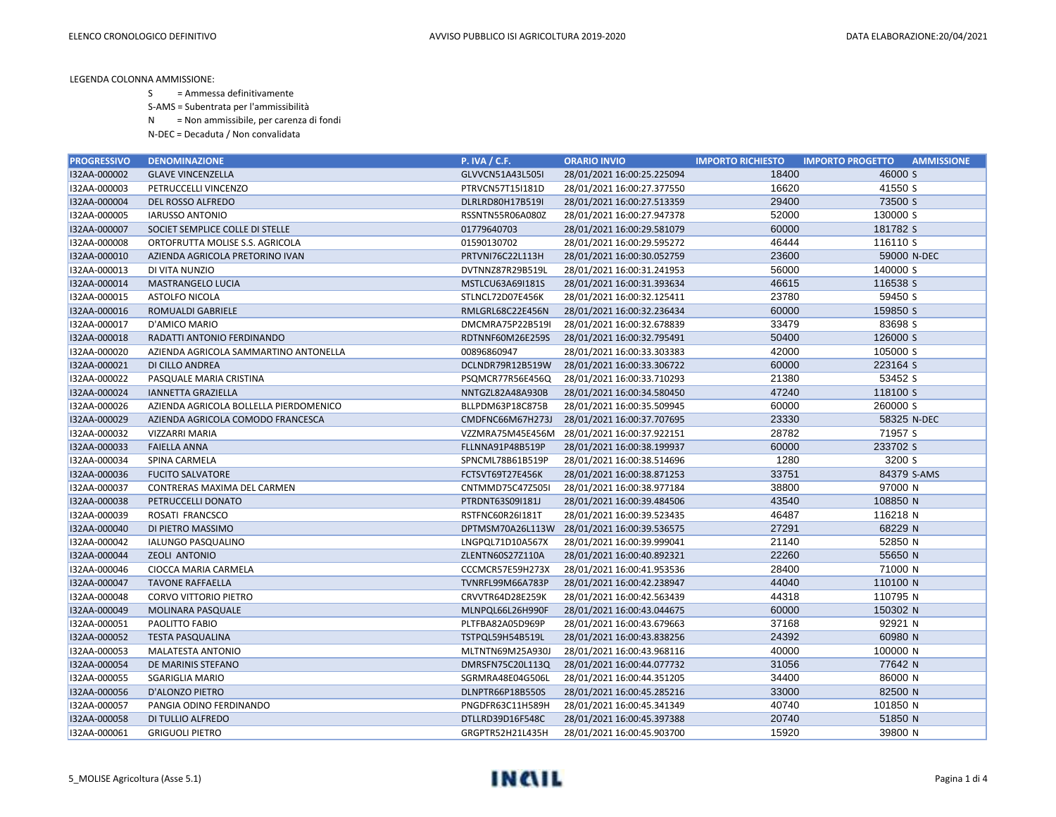LEGENDA COLONNA AMMISSIONE:

- S = Ammessa definitivamente
- S-AMS = Subentrata per l'ammissibilità
- N = Non ammissibile, per carenza di fondi
- N-DEC = Decaduta / Non convalidata

| PROGRESSIVO | DENOMINAZIONE | P. IVA / C.F. | ORARIO INVIO | IMPORTO RICHIESTO | IMPORTO PROGETTO | AMMISSIONE |
|---|---|---|---|---|---|---|
| I32AA-000002 | GLAVE VINCENZELLA | GLVVCN51A43L505I | 28/01/2021 16:00:25.225094 | 18400 | 46000 | S |
| I32AA-000003 | PETRUCCELLI VINCENZO | PTRVCN57T15I181D | 28/01/2021 16:00:27.377550 | 16620 | 41550 | S |
| I32AA-000004 | DEL ROSSO ALFREDO | DLRLRD80H17B519I | 28/01/2021 16:00:27.513359 | 29400 | 73500 | S |
| I32AA-000005 | IARUSSO ANTONIO | RSSNTN55R06A080Z | 28/01/2021 16:00:27.947378 | 52000 | 130000 | S |
| I32AA-000007 | SOCIET SEMPLICE COLLE DI STELLE | 01779640703 | 28/01/2021 16:00:29.581079 | 60000 | 181782 | S |
| I32AA-000008 | ORTOFRUTTA MOLISE S.S. AGRICOLA | 01590130702 | 28/01/2021 16:00:29.595272 | 46444 | 116110 | S |
| I32AA-000010 | AZIENDA AGRICOLA PRETORINO IVAN | PRTVNI76C22L113H | 28/01/2021 16:00:30.052759 | 23600 | 59000 | N-DEC |
| I32AA-000013 | DI VITA NUNZIO | DVTNNZ87R29B519L | 28/01/2021 16:00:31.241953 | 56000 | 140000 | S |
| I32AA-000014 | MASTRANGELO LUCIA | MSTLCU63A69I181S | 28/01/2021 16:00:31.393634 | 46615 | 116538 | S |
| I32AA-000015 | ASTOLFO NICOLA | STLNCL72D07E456K | 28/01/2021 16:00:32.125411 | 23780 | 59450 | S |
| I32AA-000016 | ROMUALDI GABRIELE | RMLGRL68C22E456N | 28/01/2021 16:00:32.236434 | 60000 | 159850 | S |
| I32AA-000017 | D'AMICO MARIO | DMCMRA75P22B519I | 28/01/2021 16:00:32.678839 | 33479 | 83698 | S |
| I32AA-000018 | RADATTI ANTONIO FERDINANDO | RDTNNF60M26E259S | 28/01/2021 16:00:32.795491 | 50400 | 126000 | S |
| I32AA-000020 | AZIENDA AGRICOLA SAMMARTINO ANTONELLA | 00896860947 | 28/01/2021 16:00:33.303383 | 42000 | 105000 | S |
| I32AA-000021 | DI CILLO ANDREA | DCLNDR79R12B519W | 28/01/2021 16:00:33.306722 | 60000 | 223164 | S |
| I32AA-000022 | PASQUALE MARIA CRISTINA | PSQMCR77R56E456Q | 28/01/2021 16:00:33.710293 | 21380 | 53452 | S |
| I32AA-000024 | IANNETTA GRAZIELLA | NNTGZL82A48A930B | 28/01/2021 16:00:34.580450 | 47240 | 118100 | S |
| I32AA-000026 | AZIENDA AGRICOLA BOLLELLA PIERDOMENICO | BLLPDM63P18C875B | 28/01/2021 16:00:35.509945 | 60000 | 260000 | S |
| I32AA-000029 | AZIENDA AGRICOLA COMODO FRANCESCA | CMDFNC66M67H273J | 28/01/2021 16:00:37.707695 | 23330 | 58325 | N-DEC |
| I32AA-000032 | VIZZARRI MARIA | VZZMRA75M45E456M | 28/01/2021 16:00:37.922151 | 28782 | 71957 | S |
| I32AA-000033 | FAIELLA ANNA | FLLNNA91P48B519P | 28/01/2021 16:00:38.199937 | 60000 | 233702 | S |
| I32AA-000034 | SPINA CARMELA | SPNCML78B61B519P | 28/01/2021 16:00:38.514696 | 1280 | 3200 | S |
| I32AA-000036 | FUCITO SALVATORE | FCTSVT69T27E456K | 28/01/2021 16:00:38.871253 | 33751 | 84379 | S-AMS |
| I32AA-000037 | CONTRERAS MAXIMA DEL CARMEN | CNTMMD75C47Z505I | 28/01/2021 16:00:38.977184 | 38800 | 97000 | N |
| I32AA-000038 | PETRUCCELLI DONATO | PTRDNT63S09I181J | 28/01/2021 16:00:39.484506 | 43540 | 108850 | N |
| I32AA-000039 | ROSATI FRANCSCO | RSTFNC60R26I181T | 28/01/2021 16:00:39.523435 | 46487 | 116218 | N |
| I32AA-000040 | DI PIETRO MASSIMO | DPTMSM70A26L113W | 28/01/2021 16:00:39.536575 | 27291 | 68229 | N |
| I32AA-000042 | IALUNGO PASQUALINO | LNGPQL71D10A567X | 28/01/2021 16:00:39.999041 | 21140 | 52850 | N |
| I32AA-000044 | ZEOLI ANTONIO | ZLENTN60S27Z110A | 28/01/2021 16:00:40.892321 | 22260 | 55650 | N |
| I32AA-000046 | CIOCCA MARIA CARMELA | CCCMCR57E59H273X | 28/01/2021 16:00:41.953536 | 28400 | 71000 | N |
| I32AA-000047 | TAVONE RAFFAELLA | TVNRFL99M66A783P | 28/01/2021 16:00:42.238947 | 44040 | 110100 | N |
| I32AA-000048 | CORVO VITTORIO PIETRO | CRVVTR64D28E259K | 28/01/2021 16:00:42.563439 | 44318 | 110795 | N |
| I32AA-000049 | MOLINARA PASQUALE | MLNPQL66L26H990F | 28/01/2021 16:00:43.044675 | 60000 | 150302 | N |
| I32AA-000051 | PAOLITTO FABIO | PLTFBA82A05D969P | 28/01/2021 16:00:43.679663 | 37168 | 92921 | N |
| I32AA-000052 | TESTA PASQUALINA | TSTPQL59H54B519L | 28/01/2021 16:00:43.838256 | 24392 | 60980 | N |
| I32AA-000053 | MALATESTA ANTONIO | MLTNTN69M25A930J | 28/01/2021 16:00:43.968116 | 40000 | 100000 | N |
| I32AA-000054 | DE MARINIS STEFANO | DMRSFN75C20L113Q | 28/01/2021 16:00:44.077732 | 31056 | 77642 | N |
| I32AA-000055 | SGARIGLIA MARIO | SGRMRA48E04G506L | 28/01/2021 16:00:44.351205 | 34400 | 86000 | N |
| I32AA-000056 | D'ALONZO PIETRO | DLNPTR66P18B550S | 28/01/2021 16:00:45.285216 | 33000 | 82500 | N |
| I32AA-000057 | PANGIA ODINO FERDINANDO | PNGDFR63C11H589H | 28/01/2021 16:00:45.341349 | 40740 | 101850 | N |
| I32AA-000058 | DI TULLIO ALFREDO | DTLLRD39D16F548C | 28/01/2021 16:00:45.397388 | 20740 | 51850 | N |
| I32AA-000061 | GRIGUOLI PIETRO | GRGPTR52H21L435H | 28/01/2021 16:00:45.903700 | 15920 | 39800 | N |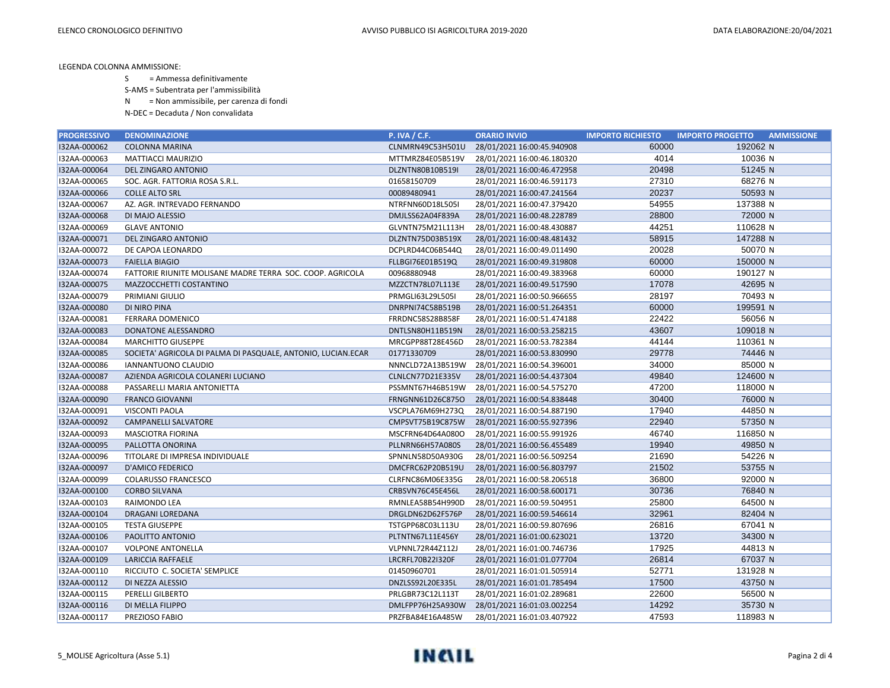LEGENDA COLONNA AMMISSIONE:

- S = Ammessa definitivamente
- S-AMS = Subentrata per l'ammissibilità
- N = Non ammissibile, per carenza di fondi
- N-DEC = Decaduta / Non convalidata

| PROGRESSIVO | DENOMINAZIONE | P. IVA / C.F. | ORARIO INVIO | IMPORTO RICHIESTO | IMPORTO PROGETTO | AMMISSIONE |
|---|---|---|---|---|---|---|
| I32AA-000062 | COLONNA MARINA | CLNMRN49C53H501U | 28/01/2021 16:00:45.940908 | 60000 | 192062 | N |
| I32AA-000063 | MATTIACCI MAURIZIO | MTTMRZ84E05B519V | 28/01/2021 16:00:46.180320 | 4014 | 10036 | N |
| I32AA-000064 | DEL ZINGARO ANTONIO | DLZNTN80B10B519I | 28/01/2021 16:00:46.472958 | 20498 | 51245 | N |
| I32AA-000065 | SOC. AGR. FATTORIA ROSA S.R.L. | 01658150709 | 28/01/2021 16:00:46.591173 | 27310 | 68276 | N |
| I32AA-000066 | COLLE ALTO SRL | 00089480941 | 28/01/2021 16:00:47.241564 | 20237 | 50593 | N |
| I32AA-000067 | AZ. AGR. INTREVADO FERNANDO | NTRFNN60D18L505I | 28/01/2021 16:00:47.379420 | 54955 | 137388 | N |
| I32AA-000068 | DI MAJO ALESSIO | DMJLSS62A04F839A | 28/01/2021 16:00:48.228789 | 28800 | 72000 | N |
| I32AA-000069 | GLAVE ANTONIO | GLVNTN75M21L113H | 28/01/2021 16:00:48.430887 | 44251 | 110628 | N |
| I32AA-000071 | DEL ZINGARO ANTONIO | DLZNTN75D03B519X | 28/01/2021 16:00:48.481432 | 58915 | 147288 | N |
| I32AA-000072 | DE CAPOA LEONARDO | DCPLRD44C06B544Q | 28/01/2021 16:00:49.011490 | 20028 | 50070 | N |
| I32AA-000073 | FAIELLA BIAGIO | FLLBGI76E01B519Q | 28/01/2021 16:00:49.319808 | 60000 | 150000 | N |
| I32AA-000074 | FATTORIE RIUNITE MOLISANE MADRE TERRA SOC. COOP. AGRICOLA | 00968880948 | 28/01/2021 16:00:49.383968 | 60000 | 190127 | N |
| I32AA-000075 | MAZZOCCHETTI COSTANTINO | MZZCTN78L07L113E | 28/01/2021 16:00:49.517590 | 17078 | 42695 | N |
| I32AA-000079 | PRIMIANI GIULIO | PRMGLI63L29L505I | 28/01/2021 16:00:50.966655 | 28197 | 70493 | N |
| I32AA-000080 | DI NIRO PINA | DNRPNI74C58B519B | 28/01/2021 16:00:51.264351 | 60000 | 199591 | N |
| I32AA-000081 | FERRARA DOMENICO | FRRDNC58S28B858F | 28/01/2021 16:00:51.474188 | 22422 | 56056 | N |
| I32AA-000083 | DONATONE ALESSANDRO | DNTLSN80H11B519N | 28/01/2021 16:00:53.258215 | 43607 | 109018 | N |
| I32AA-000084 | MARCHITTO GIUSEPPE | MRCGPP88T28E456D | 28/01/2021 16:00:53.782384 | 44144 | 110361 | N |
| I32AA-000085 | SOCIETA' AGRICOLA DI PALMA DI PASQUALE, ANTONIO, LUCIAN.ECAR | 01771330709 | 28/01/2021 16:00:53.830990 | 29778 | 74446 | N |
| I32AA-000086 | IANNANTUONO CLAUDIO | NNNCLD72A13B519W | 28/01/2021 16:00:54.396001 | 34000 | 85000 | N |
| I32AA-000087 | AZIENDA AGRICOLA COLANERI LUCIANO | CLNLCN77D21E335V | 28/01/2021 16:00:54.437304 | 49840 | 124600 | N |
| I32AA-000088 | PASSARELLI MARIA ANTONIETTA | PSSMNT67H46B519W | 28/01/2021 16:00:54.575270 | 47200 | 118000 | N |
| I32AA-000090 | FRANCO GIOVANNI | FRNGNN61D26C875O | 28/01/2021 16:00:54.838448 | 30400 | 76000 | N |
| I32AA-000091 | VISCONTI PAOLA | VSCPLA76M69H273Q | 28/01/2021 16:00:54.887190 | 17940 | 44850 | N |
| I32AA-000092 | CAMPANELLI SALVATORE | CMPSVT75B19C875W | 28/01/2021 16:00:55.927396 | 22940 | 57350 | N |
| I32AA-000093 | MASCIOTRA FIORINA | MSCFRN64D64A080O | 28/01/2021 16:00:55.991926 | 46740 | 116850 | N |
| I32AA-000095 | PALLOTTA ONORINA | PLLNRN66H57A080S | 28/01/2021 16:00:56.455489 | 19940 | 49850 | N |
| I32AA-000096 | TITOLARE DI IMPRESA INDIVIDUALE | SPNNLN58D50A930G | 28/01/2021 16:00:56.509254 | 21690 | 54226 | N |
| I32AA-000097 | D'AMICO FEDERICO | DMCFRC62P20B519U | 28/01/2021 16:00:56.803797 | 21502 | 53755 | N |
| I32AA-000099 | COLARUSSO FRANCESCO | CLRFNC86M06E335G | 28/01/2021 16:00:58.206518 | 36800 | 92000 | N |
| I32AA-000100 | CORBO SILVANA | CRBSVN76C45E456L | 28/01/2021 16:00:58.600171 | 30736 | 76840 | N |
| I32AA-000103 | RAIMONDO LEA | RMNLEA58B54H990D | 28/01/2021 16:00:59.504951 | 25800 | 64500 | N |
| I32AA-000104 | DRAGANI LOREDANA | DRGLDN62D62F576P | 28/01/2021 16:00:59.546614 | 32961 | 82404 | N |
| I32AA-000105 | TESTA GIUSEPPE | TSTGPP68C03L113U | 28/01/2021 16:00:59.807696 | 26816 | 67041 | N |
| I32AA-000106 | PAOLITTO ANTONIO | PLTNTN67L11E456Y | 28/01/2021 16:01:00.623021 | 13720 | 34300 | N |
| I32AA-000107 | VOLPONE ANTONELLA | VLPNNL72R44Z112J | 28/01/2021 16:01:00.746736 | 17925 | 44813 | N |
| I32AA-000109 | LARICCIA RAFFAELE | LRCRFL70B22I320F | 28/01/2021 16:01:01.077704 | 26814 | 67037 | N |
| I32AA-000110 | RICCIUTO C. SOCIETA' SEMPLICE | 01450960701 | 28/01/2021 16:01:01.505914 | 52771 | 131928 | N |
| I32AA-000112 | DI NEZZA ALESSIO | DNZLSS92L20E335L | 28/01/2021 16:01:01.785494 | 17500 | 43750 | N |
| I32AA-000115 | PERELLI GILBERTO | PRLGBR73C12L113T | 28/01/2021 16:01:02.289681 | 22600 | 56500 | N |
| I32AA-000116 | DI MELLA FILIPPO | DMLFPP76H25A930W | 28/01/2021 16:01:03.002254 | 14292 | 35730 | N |
| I32AA-000117 | PREZIOSO FABIO | PRZFBA84E16A485W | 28/01/2021 16:01:03.407922 | 47593 | 118983 | N |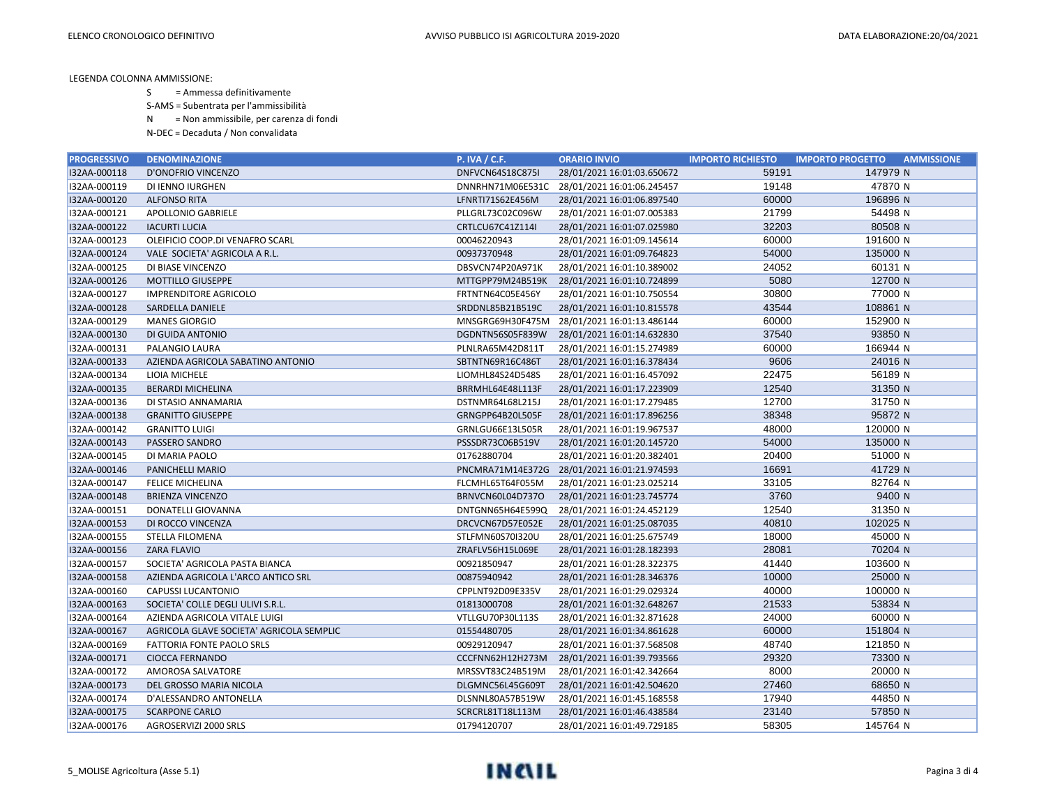LEGENDA COLONNA AMMISSIONE:

S = Ammessa definitivamente

S-AMS = Subentrata per l'ammissibilità

N = Non ammissibile, per carenza di fondi

N-DEC = Decaduta / Non convalidata

| PROGRESSIVO | DENOMINAZIONE | P. IVA / C.F. | ORARIO INVIO | IMPORTO RICHIESTO | IMPORTO PROGETTO | AMMISSIONE |
|---|---|---|---|---|---|---|
| I32AA-000118 | D'ONOFRIO VINCENZO | DNFVCN64S18C875I | 28/01/2021 16:01:03.650672 | 59191 | 147979 | N |
| I32AA-000119 | DI IENNO IURGHEN | DNNRHN71M06E531C | 28/01/2021 16:01:06.245457 | 19148 | 47870 | N |
| I32AA-000120 | ALFONSO RITA | LFNRTI71S62E456M | 28/01/2021 16:01:06.897540 | 60000 | 196896 | N |
| I32AA-000121 | APOLLONIO GABRIELE | PLLGRL73C02C096W | 28/01/2021 16:01:07.005383 | 21799 | 54498 | N |
| I32AA-000122 | IACURTI LUCIA | CRTLCU67C41Z114I | 28/01/2021 16:01:07.025980 | 32203 | 80508 | N |
| I32AA-000123 | OLEIFICIO COOP.DI VENAFRO SCARL | 00046220943 | 28/01/2021 16:01:09.145614 | 60000 | 191600 | N |
| I32AA-000124 | VALE SOCIETA' AGRICOLA A R.L. | 00937370948 | 28/01/2021 16:01:09.764823 | 54000 | 135000 | N |
| I32AA-000125 | DI BIASE VINCENZO | DBSVCN74P20A971K | 28/01/2021 16:01:10.389002 | 24052 | 60131 | N |
| I32AA-000126 | MOTTILLO GIUSEPPE | MTTGPP79M24B519K | 28/01/2021 16:01:10.724899 | 5080 | 12700 | N |
| I32AA-000127 | IMPRENDITORE AGRICOLO | FRTNTN64C05E456Y | 28/01/2021 16:01:10.750554 | 30800 | 77000 | N |
| I32AA-000128 | SARDELLA DANIELE | SRDDNL85B21B519C | 28/01/2021 16:01:10.815578 | 43544 | 108861 | N |
| I32AA-000129 | MANES GIORGIO | MNSGRG69H30F475M | 28/01/2021 16:01:13.486144 | 60000 | 152900 | N |
| I32AA-000130 | DI GUIDA ANTONIO | DGDNTN56S05F839W | 28/01/2021 16:01:14.632830 | 37540 | 93850 | N |
| I32AA-000131 | PALANGIO LAURA | PLNLRA65M42D811T | 28/01/2021 16:01:15.274989 | 60000 | 166944 | N |
| I32AA-000133 | AZIENDA AGRICOLA SABATINO ANTONIO | SBTNTN69R16C486T | 28/01/2021 16:01:16.378434 | 9606 | 24016 | N |
| I32AA-000134 | LIOIA MICHELE | LIOMHL84S24D548S | 28/01/2021 16:01:16.457092 | 22475 | 56189 | N |
| I32AA-000135 | BERARDI MICHELINA | BRRMHL64E48L113F | 28/01/2021 16:01:17.223909 | 12540 | 31350 | N |
| I32AA-000136 | DI STASIO ANNAMARIA | DSTNMR64L68L215J | 28/01/2021 16:01:17.279485 | 12700 | 31750 | N |
| I32AA-000138 | GRANITTO GIUSEPPE | GRNGPP64B20L505F | 28/01/2021 16:01:17.896256 | 38348 | 95872 | N |
| I32AA-000142 | GRANITTO LUIGI | GRNLGU66E13L505R | 28/01/2021 16:01:19.967537 | 48000 | 120000 | N |
| I32AA-000143 | PASSERO SANDRO | PSSSDR73C06B519V | 28/01/2021 16:01:20.145720 | 54000 | 135000 | N |
| I32AA-000145 | DI MARIA PAOLO | 01762880704 | 28/01/2021 16:01:20.382401 | 20400 | 51000 | N |
| I32AA-000146 | PANICHELLI MARIO | PNCMRA71M14E372G | 28/01/2021 16:01:21.974593 | 16691 | 41729 | N |
| I32AA-000147 | FELICE MICHELINA | FLCMHL65T64F055M | 28/01/2021 16:01:23.025214 | 33105 | 82764 | N |
| I32AA-000148 | BRIENZA VINCENZO | BRNVCN60L04D737O | 28/01/2021 16:01:23.745774 | 3760 | 9400 | N |
| I32AA-000151 | DONATELLI GIOVANNA | DNTGNN65H64E599Q | 28/01/2021 16:01:24.452129 | 12540 | 31350 | N |
| I32AA-000153 | DI ROCCO VINCENZA | DRCVCN67D57E052E | 28/01/2021 16:01:25.087035 | 40810 | 102025 | N |
| I32AA-000155 | STELLA FILOMENA | STLFMN60S70I320U | 28/01/2021 16:01:25.675749 | 18000 | 45000 | N |
| I32AA-000156 | ZARA FLAVIO | ZRAFLV56H15L069E | 28/01/2021 16:01:28.182393 | 28081 | 70204 | N |
| I32AA-000157 | SOCIETA' AGRICOLA PASTA BIANCA | 00921850947 | 28/01/2021 16:01:28.322375 | 41440 | 103600 | N |
| I32AA-000158 | AZIENDA AGRICOLA L'ARCO ANTICO SRL | 00875940942 | 28/01/2021 16:01:28.346376 | 10000 | 25000 | N |
| I32AA-000160 | CAPUSSI LUCANTONIO | CPPLNT92D09E335V | 28/01/2021 16:01:29.029324 | 40000 | 100000 | N |
| I32AA-000163 | SOCIETA' COLLE DEGLI ULIVI S.R.L. | 01813000708 | 28/01/2021 16:01:32.648267 | 21533 | 53834 | N |
| I32AA-000164 | AZIENDA AGRICOLA VITALE LUIGI | VTLLGU70P30L113S | 28/01/2021 16:01:32.871628 | 24000 | 60000 | N |
| I32AA-000167 | AGRICOLA GLAVE SOCIETA' AGRICOLA SEMPLIC | 01554480705 | 28/01/2021 16:01:34.861628 | 60000 | 151804 | N |
| I32AA-000169 | FATTORIA FONTE PAOLO SRLS | 00929120947 | 28/01/2021 16:01:37.568508 | 48740 | 121850 | N |
| I32AA-000171 | CIOCCA FERNANDO | CCCFNN62H12H273M | 28/01/2021 16:01:39.793566 | 29320 | 73300 | N |
| I32AA-000172 | AMOROSA SALVATORE | MRSSVT83C24B519M | 28/01/2021 16:01:42.342664 | 8000 | 20000 | N |
| I32AA-000173 | DEL GROSSO MARIA NICOLA | DLGMNC56L45G609T | 28/01/2021 16:01:42.504620 | 27460 | 68650 | N |
| I32AA-000174 | D'ALESSANDRO ANTONELLA | DLSNNL80A57B519W | 28/01/2021 16:01:45.168558 | 17940 | 44850 | N |
| I32AA-000175 | SCARPONE CARLO | SCRCRL81T18L113M | 28/01/2021 16:01:46.438584 | 23140 | 57850 | N |
| I32AA-000176 | AGROSERVIZI 2000 SRLS | 01794120707 | 28/01/2021 16:01:49.729185 | 58305 | 145764 | N |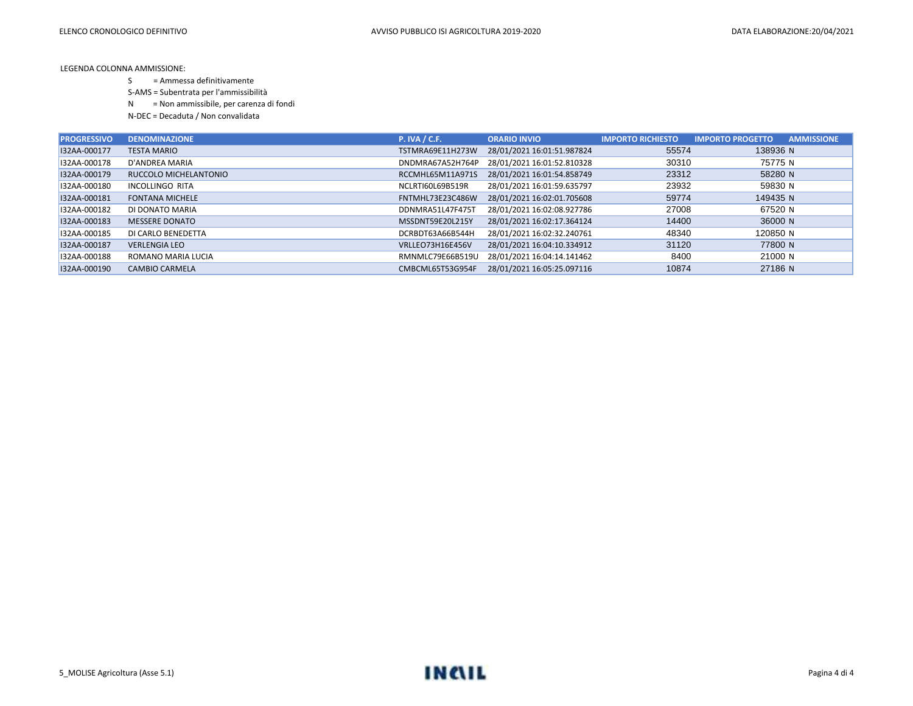LEGENDA COLONNA AMMISSIONE:

S = Ammessa definitivamente

S-AMS = Subentrata per l'ammissibilità

N = Non ammissibile, per carenza di fondi

N-DEC = Decaduta / Non convalidata

| PROGRESSIVO | DENOMINAZIONE | P. IVA / C.F. | ORARIO INVIO | IMPORTO RICHIESTO | IMPORTO PROGETTO | AMMISSIONE |
|---|---|---|---|---|---|---|
| I32AA-000177 | TESTA MARIO | TSTMRA69E11H273W | 28/01/2021 16:01:51.987824 | 55574 | 138936 | N |
| I32AA-000178 | D'ANDREA MARIA | DNDMRA67A52H764P | 28/01/2021 16:01:52.810328 | 30310 | 75775 | N |
| I32AA-000179 | RUCCOLO MICHELANTONIO | RCCMHL65M11A971S | 28/01/2021 16:01:54.858749 | 23312 | 58280 | N |
| I32AA-000180 | INCOLLINGO RITA | NCLRTI60L69B519R | 28/01/2021 16:01:59.635797 | 23932 | 59830 | N |
| I32AA-000181 | FONTANA MICHELE | FNTMHL73E23C486W | 28/01/2021 16:02:01.705608 | 59774 | 149435 | N |
| I32AA-000182 | DI DONATO MARIA | DDNMRA51L47F475T | 28/01/2021 16:02:08.927786 | 27008 | 67520 | N |
| I32AA-000183 | MESSERE DONATO | MSSDNT59E20L215Y | 28/01/2021 16:02:17.364124 | 14400 | 36000 | N |
| I32AA-000185 | DI CARLO BENEDETTA | DCRBDT63A66B544H | 28/01/2021 16:02:32.240761 | 48340 | 120850 | N |
| I32AA-000187 | VERLENGIA LEO | VRLLEO73H16E456V | 28/01/2021 16:04:10.334912 | 31120 | 77800 | N |
| I32AA-000188 | ROMANO MARIA LUCIA | RMNMLC79E66B519U | 28/01/2021 16:04:14.141462 | 8400 | 21000 | N |
| I32AA-000190 | CAMBIO CARMELA | CMBCML65T53G954F | 28/01/2021 16:05:25.097116 | 10874 | 27186 | N |